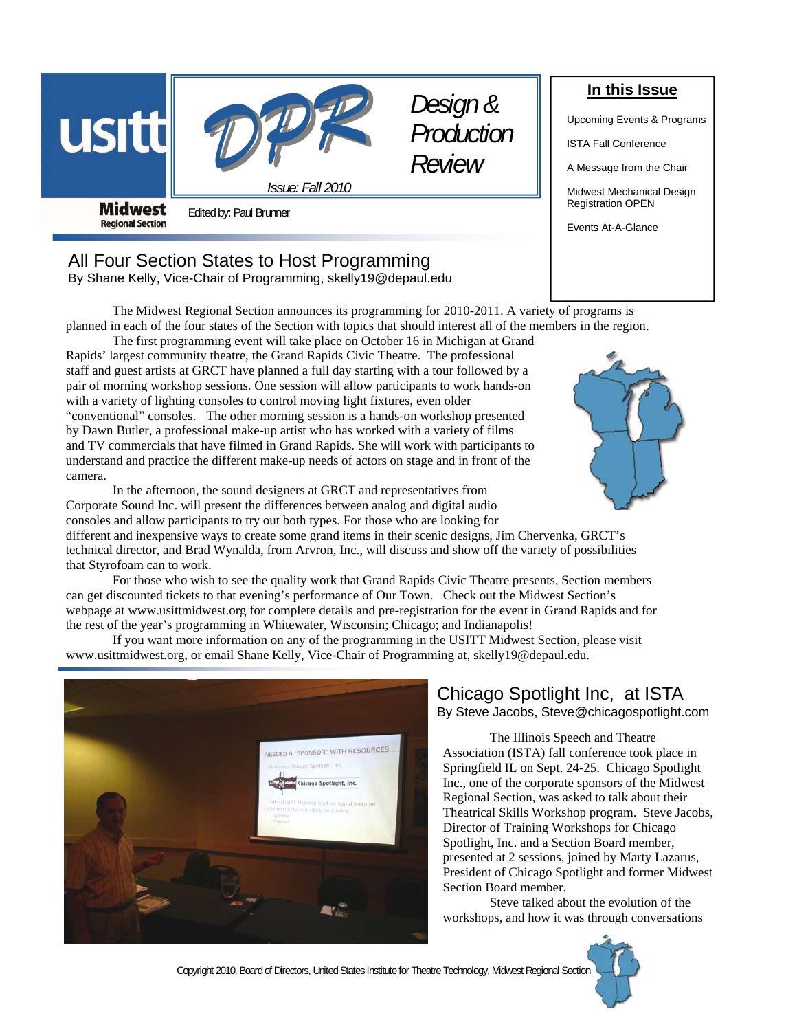# usitt DPR Design & Production Review

*Issue: Fall 2010*

**Midwest** Regional Section

Edited by: Paul Brunner

**In this Issue**

- Upcoming Events & Programs
- ISTA Fall Conference
- A Message from the Chair
- Midwest Mechanical Design Registration OPEN
- Events At-A-Glance

## All Four Section States to Host Programming

By Shane Kelly, Vice-Chair of Programming, skelly19@depaul.edu

The Midwest Regional Section announces its programming for 2010-2011. A variety of programs is planned in each of the four states of the Section with topics that should interest all of the members in the region.

The first programming event will take place on October 16 in Michigan at Grand Rapids' largest community theatre, the Grand Rapids Civic Theatre. The professional staff and guest artists at GRCT have planned a full day starting with a tour followed by a pair of morning workshop sessions. One session will allow participants to work hands-on with a variety of lighting consoles to control moving light fixtures, even older "conventional" consoles. The other morning session is a hands-on workshop presented by Dawn Butler, a professional make-up artist who has worked with a variety of films and TV commercials that have filmed in Grand Rapids. She will work with participants to understand and practice the different make-up needs of actors on stage and in front of the camera.

In the afternoon, the sound designers at GRCT and representatives from Corporate Sound Inc. will present the differences between analog and digital audio consoles and allow participants to try out both types. For those who are looking for different and inexpensive ways to create some grand items in their scenic designs, Jim Chervenka, GRCT's technical director, and Brad Wynalda, from Arvron, Inc., will discuss and show off the variety of possibilities that Styrofoam can to work.

For those who wish to see the quality work that Grand Rapids Civic Theatre presents, Section members can get discounted tickets to that evening's performance of Our Town. Check out the Midwest Section's webpage at www.usittmidwest.org for complete details and pre-registration for the event in Grand Rapids and for the rest of the year's programming in Whitewater, Wisconsin; Chicago; and Indianapolis!

If you want more information on any of the programming in the USITT Midwest Section, please visit www.usittmidwest.org, or email Shane Kelly, Vice-Chair of Programming at, skelly19@depaul.edu.

## Chicago Spotlight Inc, at ISTA

By Steve Jacobs, Steve@chicagospotlight.com

The Illinois Speech and Theatre Association (ISTA) fall conference took place in Springfield IL on Sept. 24-25. Chicago Spotlight Inc., one of the corporate sponsors of the Midwest Regional Section, was asked to talk about their Theatrical Skills Workshop program. Steve Jacobs, Director of Training Workshops for Chicago Spotlight, Inc. and a Section Board member, presented at 2 sessions, joined by Marty Lazarus, President of Chicago Spotlight and former Midwest Section Board member.

Steve talked about the evolution of the workshops, and how it was through conversations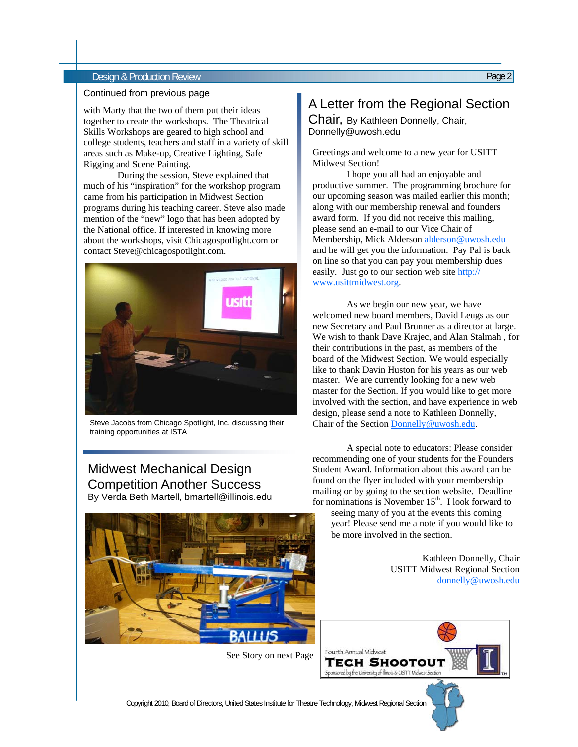Continued from previous page

with Marty that the two of them put their ideas together to create the workshops. The Theatrical Skills Workshops are geared to high school and college students, teachers and staff in a variety of skill areas such as Make-up, Creative Lighting, Safe Rigging and Scene Painting.

During the session, Steve explained that much of his "inspiration" for the workshop program came from his participation in Midwest Section programs during his teaching career. Steve also made mention of the "new" logo that has been adopted by the National office. If interested in knowing more about the workshops, visit Chicagospotlight.com or contact Steve@chicagospotlight.com.

Steve Jacobs from Chicago Spotlight, Inc. discussing their training opportunities at ISTA

## Midwest Mechanical Design Competition Another Success

By Verda Beth Martell, bmartell@illinois.edu

See Story on next Page

## A Letter from the Regional Section Chair, By Kathleen Donnelly, Chair, Donnelly@uwosh.edu

Greetings and welcome to a new year for USITT Midwest Section!

I hope you all had an enjoyable and productive summer. The programming brochure for our upcoming season was mailed earlier this month; along with our membership renewal and founders award form. If you did not receive this mailing, please send an e-mail to our Vice Chair of Membership, Mick Alderson alderson@uwosh.edu and he will get you the information. Pay Pal is back on line so that you can pay your membership dues easily. Just go to our section web site http://www.usittmidwest.org.

As we begin our new year, we have welcomed new board members, David Leugs as our new Secretary and Paul Brunner as a director at large. We wish to thank Dave Krajec, and Alan Stalmah , for their contributions in the past, as members of the board of the Midwest Section. We would especially like to thank Davin Huston for his years as our web master. We are currently looking for a new web master for the Section. If you would like to get more involved with the section, and have experience in web design, please send a note to Kathleen Donnelly, Chair of the Section Donnelly@uwosh.edu.

A special note to educators: Please consider recommending one of your students for the Founders Student Award. Information about this award can be found on the flyer included with your membership mailing or by going to the section website. Deadline for nominations is November 15th. I look forward to seeing many of you at the events this coming year! Please send me a note if you would like to be more involved in the section.

Kathleen Donnelly, Chair
USITT Midwest Regional Section
donnelly@uwosh.edu

Fourth Annual Midwest
**TECH SHOOTOUT**
Sponsored by the University of Illinois & USITT Midwest Section

Copyright 2010, Board of Directors, United States Institute for Theatre Technology, Midwest Regional Section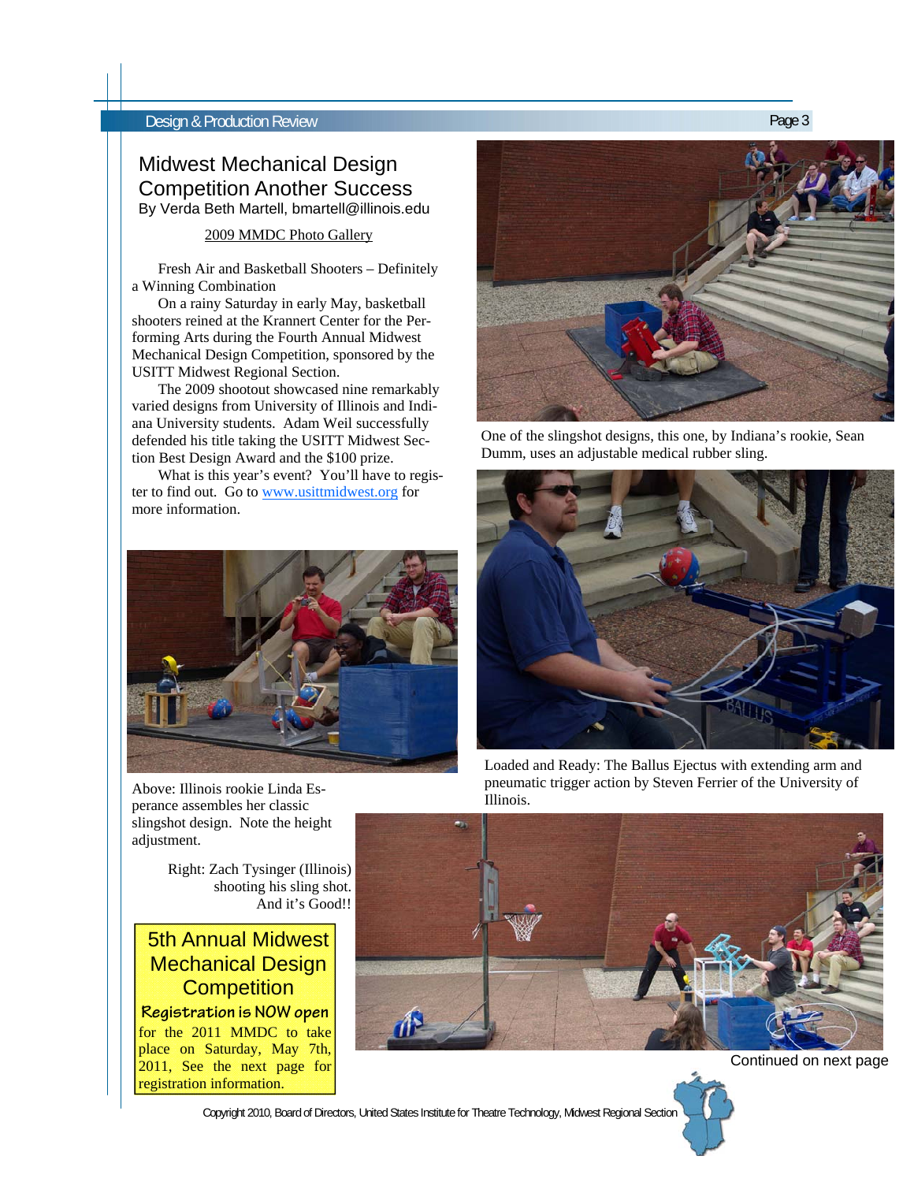# Midwest Mechanical Design Competition Another Success

By Verda Beth Martell, bmartell@illinois.edu

2009 MMDC Photo Gallery

Fresh Air and Basketball Shooters – Definitely a Winning Combination

On a rainy Saturday in early May, basketball shooters reined at the Krannert Center for the Performing Arts during the Fourth Annual Midwest Mechanical Design Competition, sponsored by the USITT Midwest Regional Section.

The 2009 shootout showcased nine remarkably varied designs from University of Illinois and Indiana University students. Adam Weil successfully defended his title taking the USITT Midwest Section Best Design Award and the $100 prize.

What is this year's event? You'll have to register to find out. Go to www.usittmidwest.org for more information.

One of the slingshot designs, this one, by Indiana's rookie, Sean Dumm, uses an adjustable medical rubber sling.

Loaded and Ready: The Ballus Ejectus with extending arm and pneumatic trigger action by Steven Ferrier of the University of Illinois.

Above: Illinois rookie Linda Esperance assembles her classic slingshot design. Note the height adjustment.

Right: Zach Tysinger (Illinois) shooting his sling shot. And it's Good!!

## 5th Annual Midwest Mechanical Design Competition

**Registration is NOW open** for the 2011 MMDC to take place on Saturday, May 7th, 2011, See the next page for registration information.

Continued on next page

Copyright 2010, Board of Directors, United States Institute for Theatre Technology, Midwest Regional Section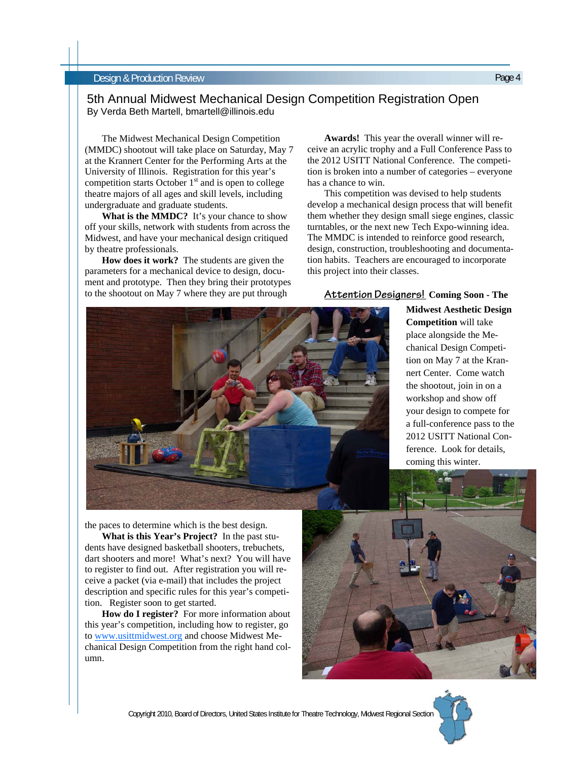# 5th Annual Midwest Mechanical Design Competition Registration Open

By Verda Beth Martell, bmartell@illinois.edu

The Midwest Mechanical Design Competition (MMDC) shootout will take place on Saturday, May 7 at the Krannert Center for the Performing Arts at the University of Illinois. Registration for this year's competition starts October 1st and is open to college theatre majors of all ages and skill levels, including undergraduate and graduate students.

**What is the MMDC?** It's your chance to show off your skills, network with students from across the Midwest, and have your mechanical design critiqued by theatre professionals.

**How does it work?** The students are given the parameters for a mechanical device to design, document and prototype. Then they bring their prototypes to the shootout on May 7 where they are put through the paces to determine which is the best design.

**What is this Year's Project?** In the past students have designed basketball shooters, trebuchets, dart shooters and more! What's next? You will have to register to find out. After registration you will receive a packet (via e-mail) that includes the project description and specific rules for this year's competition. Register soon to get started.

**How do I register?** For more information about this year's competition, including how to register, go to [www.usittmidwest.org](http://www.usittmidwest.org) and choose Midwest Mechanical Design Competition from the right hand column.

**Awards!** This year the overall winner will receive an acrylic trophy and a Full Conference Pass to the 2012 USITT National Conference. The competition is broken into a number of categories – everyone has a chance to win.

This competition was devised to help students develop a mechanical design process that will benefit them whether they design small siege engines, classic turntables, or the next new Tech Expo-winning idea. The MMDC is intended to reinforce good research, design, construction, troubleshooting and documentation habits. Teachers are encouraged to incorporate this project into their classes.

**Attention Designers!** **Coming Soon - The Midwest Aesthetic Design Competition** will take place alongside the Mechanical Design Competition on May 7 at the Krannert Center. Come watch the shootout, join in on a workshop and show off your design to compete for a full-conference pass to the 2012 USITT National Conference. Look for details, coming this winter.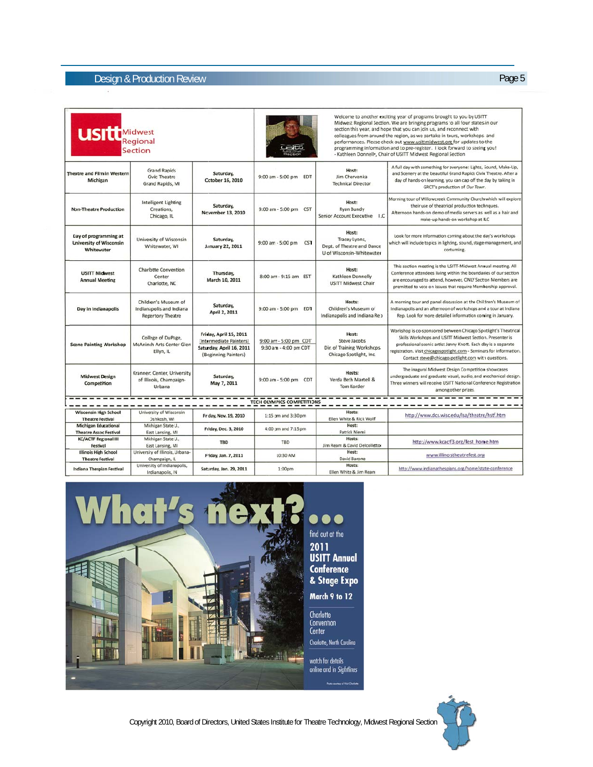**USITT Midwest Regional Section**

Welcome to another exciting year of programs brought to you by USITT Midwest Regional Section. We are bringing programs to all four states in our section this year, and hope that you can join us, and reconnect with colleagues from around the region, as we partake in tours, workshops and performances. Please check out www.usittmidwest.org for updates to the programming information and to pre-register. I look forward to seeing you!
- Kathleen Donnelly, Chair of USITT Midwest Regional Section

| | | | | | |
|---|---|---|---|---|---|
| Theatre and Film in Western Michigan | Grand Rapids Civic Theatre Grand Rapids, MI | Saturday, October 16, 2010 | 9:00 am - 5:00 pm EDT | Host: Jim Chervenka Technical Director | A full day with something for everyone: Lights, Sound, Make-Up, and Scenery at the beautiful Grand Rapids Civic Theatre. After a day of hands-on learning, you can cap off the day by taking in GRCT's production of *Our Town*. |
| Non-Theatre Production | Intelligent Lighting Creations, Chicago, IL | Saturday, November 13, 2010 | 9:00 am - 5:00 pm CST | Host: Ryan Bundy Senior Account Executive ILC | Morning tour of Willowcreek Community Church which will explore their use of theatrical production techniques. Afternoon hands-on demo of media servers as well as a hair and make-up hands-on workshop at ILC |
| Day of programming at University of Wisconsin Whitewater | University of Wisconsin Whitewater, WI | Saturday, January 22, 2011 | 9:00 am - 5:00 pm CST | Host: Tracey Lyons, Dept. of Theatre and Dance U of Wisconsin-Whitewater | Look for more information coming about the day's workshops which will include topics in lighting, sound, stage-management, and costuming. |
| USITT Midwest Annual Meeting | Charlotte Convention Center Charlotte, NC | Thursday, March 10, 2011 | 8:00 am - 9:15 am EST | Host: Kathleen Donnelly USITT Midwest Chair | This section meeting is the USITT-Midwest Annual meeting. All Conference attendees living within the boundaries of our section are encouraged to attend, however, ONLY Section Members are permitted to vote on issues that require Membership approval. |
| Day in Indianapolis | Children's Museum of Indianapolis and Indiana Repertory Theatre | Saturday, April 2, 2011 | 9:00 am - 5:00 pm EDT | Hosts: Children's Museum of Indianapolis and Indiana Rep | A morning tour and panel discussion at the Children's Museum of Indianapolis and an afternoon of workshops and a tour at Indiana Rep. Look for more detailed information coming in January. |
| Scene Painting Workshop | College of DuPage, McAninch Arts Center Glen Ellyn, IL | Friday, April 15, 2011 (Intermediate Painters) Saturday, April 16, 2011 (Beginning Painters) | 9:00 am - 5:00 pm CDT 9:30 am - 4:00 pm CDT | Host: Steve Jacobs Dir. of Training Workshops Chicago Spotlight, Inc | Workshop is co-sponsored between Chicago Spotlight's Theatrical Skills Workshops and USITT Midwest Section. Presenter is professional scenic artist Jenny Knott. Each day is a separate registration. Visit chicagospotlight.com - Seminars for information. Contact steve@chicagospotlight.com with questions. |
| Midwest Design Competition | Krannert Center, University of Illinois, Champaign-Urbana | Saturday, May 7, 2011 | 9:00 am - 5:00 pm CDT | Hosts: Verda Beth Martell & Tom Korder | The inagural Midwest Design Competition showcases undergraduate and graduate visual, audio, and mechanical design. Three winners will receive USITT National Conference Registration amongother prizes. |

**TECH OLYMPICS COMPETITIONS**

| | | | | | |
|---|---|---|---|---|---|
| Wisconsin High School Theatre Festival | University of Wisconsin Oshkosh, WI | Friday, Nov. 19, 2010 | 1:15 pm and 3:30pm | Hosts: Ellen White & Rick Wolf | http://www.dcs.wisc.edu/lsa/theatre/hstf.htm |
| Michigan Educational Theatre Assoc Festival | Michigan State U, East Lansing, MI | Friday, Dec. 3, 2010 | 4:00 pm and 7:15pm | Host: Patrick Niemi | |
| KC/ACTF Regional III Festival | Michigan State U, East Lansing, MI | TBD | TBD | Hosts: Jim Ream & David Delcolletto | http://www.kcactf3.org/fest_home.htm |
| Illinois High School Theatre Festival | University of Illinois, Urbana-Champaign, IL | Friday, Jan. 7, 2011 | 10:30 AM | Host: David Barone | www.illinoistheatrefest.org |
| Indiana Thespian Festival | University of Indianapolis, Indianapolis, IN | Saturday, Jan. 29, 2011 | 1:00pm | Hosts: Ellen White & Jim Ream | http://www.indianathespians.org/home/state-conference |

**What's next?...**

find out at the **2011 USITT Annual Conference & Stage Expo**

**March 9 to 12**

Charlotte Convention Center
Charlotte, North Carolina

watch for details online and in *Sightlines*

Photo courtesy of Visit Charlotte

Copyright 2010, Board of Directors, United States Institute for Theatre Technology, Midwest Regional Section